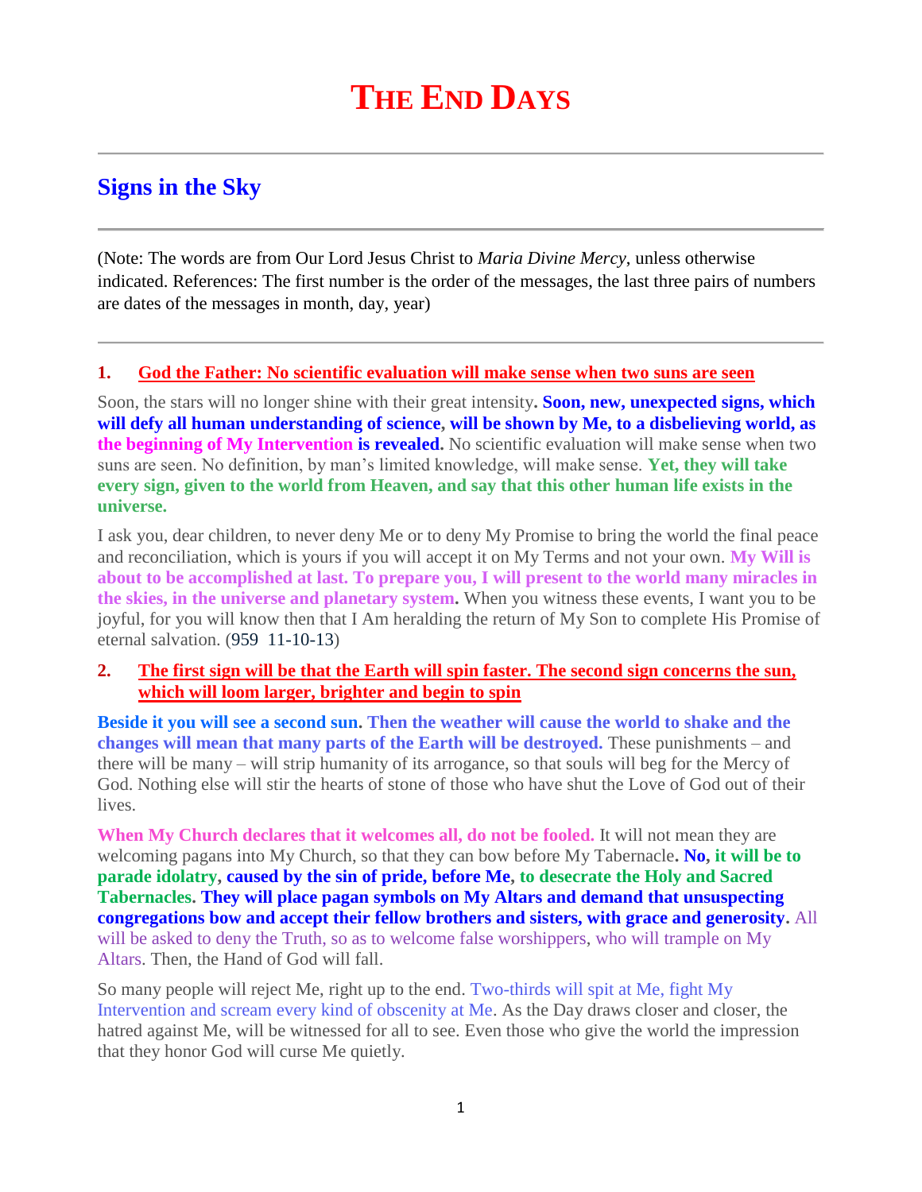# THE END DAYS

## Signs in the Sky

(Note: The words are from Our Lord Jesus Christ to *Maria Divine Mercy*, unless otherwise indicated. References: The first number is the order of the messages, the last three pairs of numbers are dates of the messages in month, day, year)

### 1. God the Father: No scientific evaluation will make sense when two suns are seen

Soon, the stars will no longer shine with their great intensity**. Soon, new, unexpected signs, which will defy all human understanding of science, will be shown by Me, to a disbelieving world, as the beginning of My Intervention is revealed.** No scientific evaluation will make sense when two suns are seen. No definition, by man's limited knowledge, will make sense. **Yet, they will take every sign, given to the world from Heaven, and say that this other human life exists in the universe.**

I ask you, dear children, to never deny Me or to deny My Promise to bring the world the final peace and reconciliation, which is yours if you will accept it on My Terms and not your own. **My Will is about to be accomplished at last. To prepare you, I will present to the world many miracles in the skies, in the universe and planetary system.** When you witness these events, I want you to be joyful, for you will know then that I Am heralding the return of My Son to complete His Promise of eternal salvation. (959 11-10-13)

### 2. The first sign will be that the Earth will spin faster. The second sign concerns the sun, which will loom larger, brighter and begin to spin

**Beside it you will see a second sun. Then the weather will cause the world to shake and the changes will mean that many parts of the Earth will be destroyed.** These punishments – and there will be many – will strip humanity of its arrogance, so that souls will beg for the Mercy of God. Nothing else will stir the hearts of stone of those who have shut the Love of God out of their lives.

**When My Church declares that it welcomes all, do not be fooled.** It will not mean they are welcoming pagans into My Church, so that they can bow before My Tabernacle**. No, it will be to parade idolatry, caused by the sin of pride, before Me, to desecrate the Holy and Sacred Tabernacles. They will place pagan symbols on My Altars and demand that unsuspecting congregations bow and accept their fellow brothers and sisters, with grace and generosity.** All will be asked to deny the Truth, so as to welcome false worshippers, who will trample on My Altars. Then, the Hand of God will fall.

So many people will reject Me, right up to the end. Two-thirds will spit at Me, fight My Intervention and scream every kind of obscenity at Me. As the Day draws closer and closer, the hatred against Me, will be witnessed for all to see. Even those who give the world the impression that they honor God will curse Me quietly.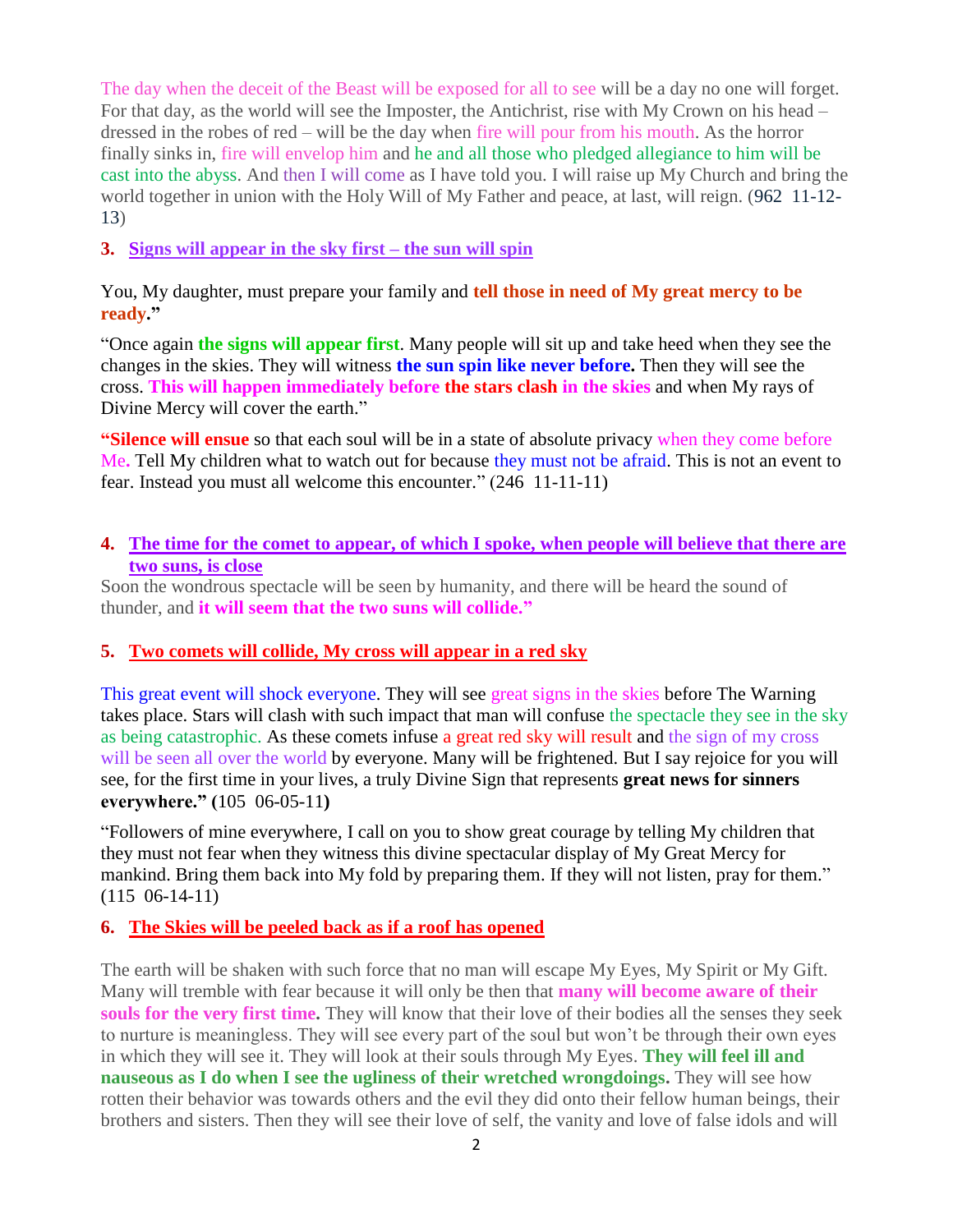The day when the deceit of the Beast will be exposed for all to see will be a day no one will forget. For that day, as the world will see the Imposter, the Antichrist, rise with My Crown on his head – dressed in the robes of red – will be the day when fire will pour from his mouth. As the horror finally sinks in, fire will envelop him and he and all those who pledged allegiance to him will be cast into the abyss. And then I will come as I have told you. I will raise up My Church and bring the world together in union with the Holy Will of My Father and peace, at last, will reign. (962 11-12-13)

### 3. Signs will appear in the sky first – the sun will spin

You, My daughter, must prepare your family and **tell those in need of My great mercy to be ready.”**

“Once again **the signs will appear first**. Many people will sit up and take heed when they see the changes in the skies. They will witness **the sun spin like never before.** Then they will see the cross. **This will happen immediately before the stars clash in the skies** and when My rays of Divine Mercy will cover the earth.”

**“Silence will ensue** so that each soul will be in a state of absolute privacy when they come before Me. Tell My children what to watch out for because they must not be afraid. This is not an event to fear. Instead you must all welcome this encounter.” (246 11-11-11)

### 4. The time for the comet to appear, of which I spoke, when people will believe that there are two suns, is close

Soon the wondrous spectacle will be seen by humanity, and there will be heard the sound of thunder, and **it will seem that the two suns will collide.”**

### 5. Two comets will collide, My cross will appear in a red sky

This great event will shock everyone. They will see great signs in the skies before The Warning takes place. Stars will clash with such impact that man will confuse the spectacle they see in the sky as being catastrophic. As these comets infuse a great red sky will result and the sign of my cross will be seen all over the world by everyone. Many will be frightened. But I say rejoice for you will see, for the first time in your lives, a truly Divine Sign that represents **great news for sinners everywhere.” (**105 06-05-11**)**

“Followers of mine everywhere, I call on you to show great courage by telling My children that they must not fear when they witness this divine spectacular display of My Great Mercy for mankind. Bring them back into My fold by preparing them. If they will not listen, pray for them.” (115 06-14-11)

### 6. The Skies will be peeled back as if a roof has opened

The earth will be shaken with such force that no man will escape My Eyes, My Spirit or My Gift. Many will tremble with fear because it will only be then that **many will become aware of their souls for the very first time.** They will know that their love of their bodies all the senses they seek to nurture is meaningless. They will see every part of the soul but won’t be through their own eyes in which they will see it. They will look at their souls through My Eyes. **They will feel ill and nauseous as I do when I see the ugliness of their wretched wrongdoings.** They will see how rotten their behavior was towards others and the evil they did onto their fellow human beings, their brothers and sisters. Then they will see their love of self, the vanity and love of false idols and will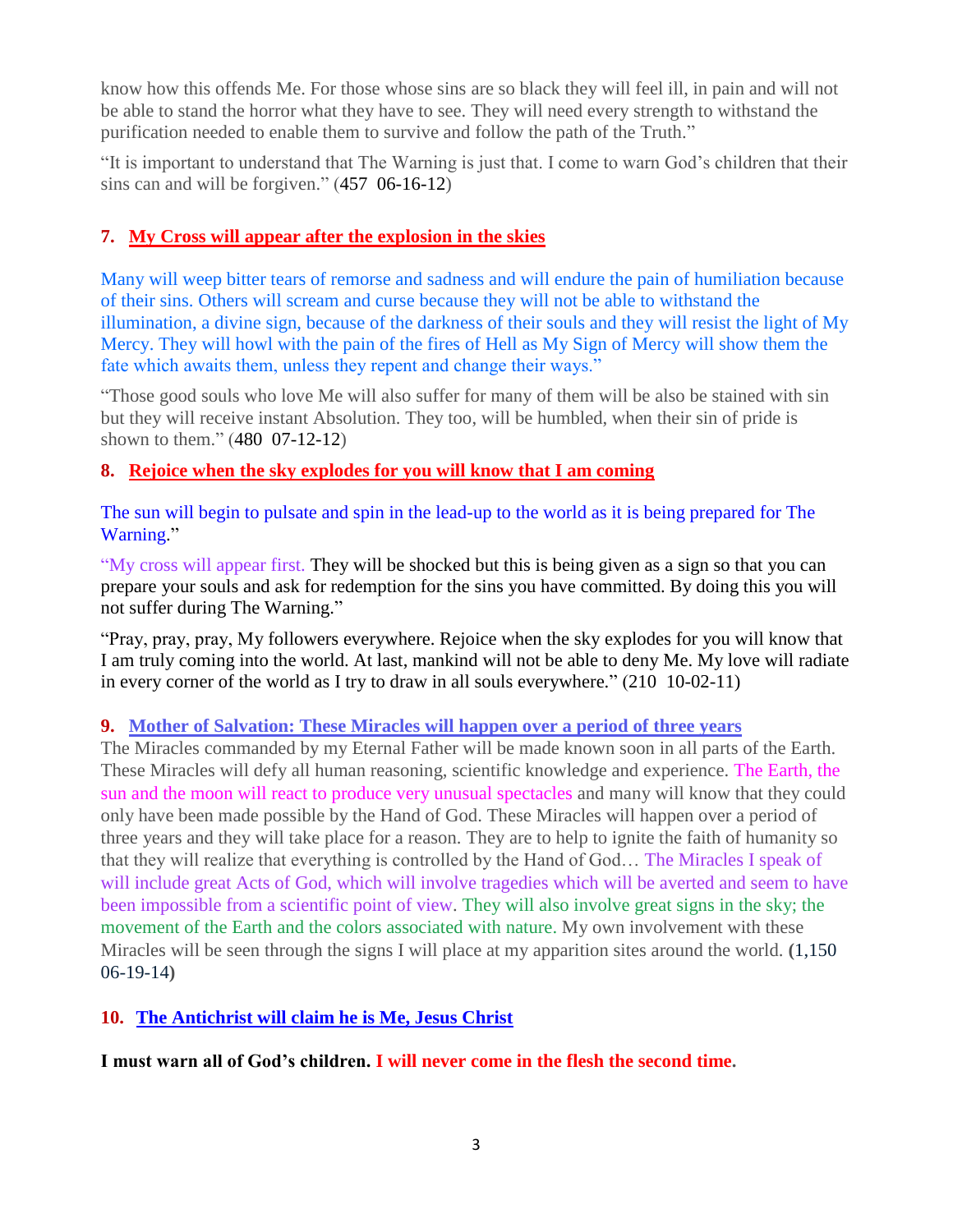know how this offends Me. For those whose sins are so black they will feel ill, in pain and will not be able to stand the horror what they have to see. They will need every strength to withstand the purification needed to enable them to survive and follow the path of the Truth."

"It is important to understand that The Warning is just that. I come to warn God's children that their sins can and will be forgiven." (457 06-16-12)

### 7. My Cross will appear after the explosion in the skies

Many will weep bitter tears of remorse and sadness and will endure the pain of humiliation because of their sins. Others will scream and curse because they will not be able to withstand the illumination, a divine sign, because of the darkness of their souls and they will resist the light of My Mercy. They will howl with the pain of the fires of Hell as My Sign of Mercy will show them the fate which awaits them, unless they repent and change their ways."

"Those good souls who love Me will also suffer for many of them will be also be stained with sin but they will receive instant Absolution. They too, will be humbled, when their sin of pride is shown to them." (480 07-12-12)

### 8. Rejoice when the sky explodes for you will know that I am coming

The sun will begin to pulsate and spin in the lead-up to the world as it is being prepared for The Warning."

"My cross will appear first. They will be shocked but this is being given as a sign so that you can prepare your souls and ask for redemption for the sins you have committed. By doing this you will not suffer during The Warning."

"Pray, pray, pray, My followers everywhere. Rejoice when the sky explodes for you will know that I am truly coming into the world. At last, mankind will not be able to deny Me. My love will radiate in every corner of the world as I try to draw in all souls everywhere." (210 10-02-11)

### 9. Mother of Salvation: These Miracles will happen over a period of three years

The Miracles commanded by my Eternal Father will be made known soon in all parts of the Earth. These Miracles will defy all human reasoning, scientific knowledge and experience. The Earth, the sun and the moon will react to produce very unusual spectacles and many will know that they could only have been made possible by the Hand of God. These Miracles will happen over a period of three years and they will take place for a reason. They are to help to ignite the faith of humanity so that they will realize that everything is controlled by the Hand of God… The Miracles I speak of will include great Acts of God, which will involve tragedies which will be averted and seem to have been impossible from a scientific point of view. They will also involve great signs in the sky; the movement of the Earth and the colors associated with nature. My own involvement with these Miracles will be seen through the signs I will place at my apparition sites around the world. **(**1,150 06-19-14**)**

### 10. The Antichrist will claim he is Me, Jesus Christ

**I must warn all of God's children. I will never come in the flesh the second time.**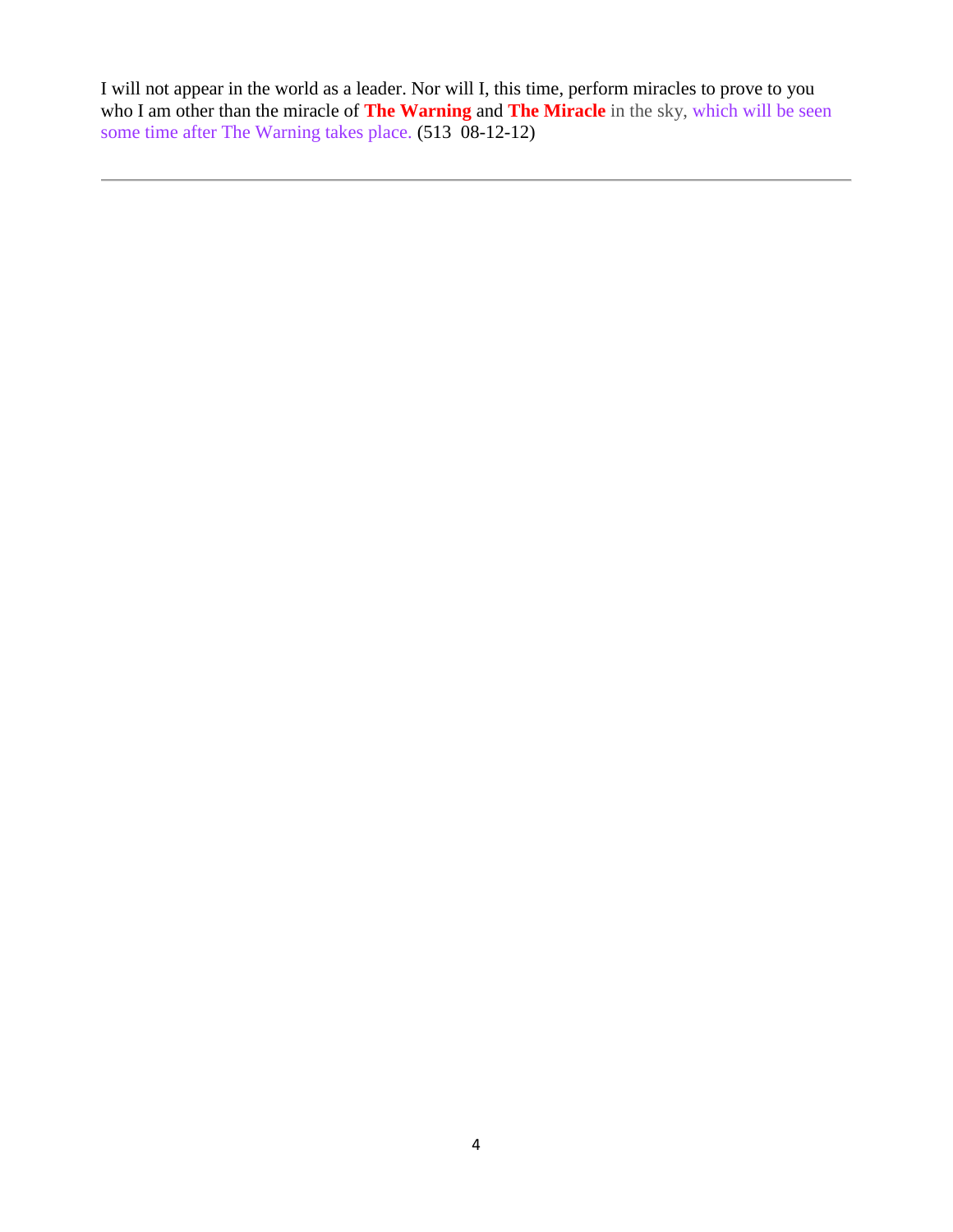I will not appear in the world as a leader. Nor will I, this time, perform miracles to prove to you who I am other than the miracle of **The Warning** and **The Miracle** in the sky, which will be seen some time after The Warning takes place. (513 08-12-12)

---